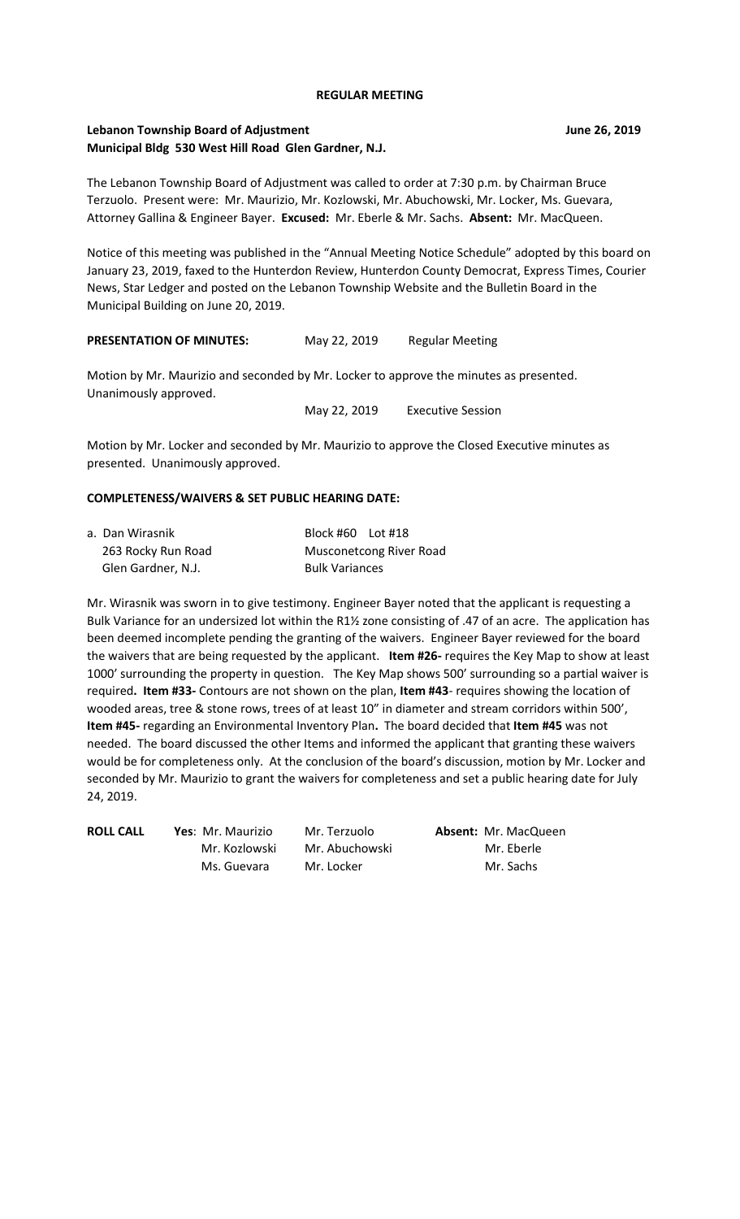# REGULAR MEETING

**Lebanon Township Board of Adjustment** **June 26, 2019**
**Municipal Bldg 530 West Hill Road Glen Gardner, N.J.**

The Lebanon Township Board of Adjustment was called to order at 7:30 p.m. by Chairman Bruce Terzuolo. Present were: Mr. Maurizio, Mr. Kozlowski, Mr. Abuchowski, Mr. Locker, Ms. Guevara, Attorney Gallina & Engineer Bayer. **Excused:** Mr. Eberle & Mr. Sachs. **Absent:** Mr. MacQueen.

Notice of this meeting was published in the "Annual Meeting Notice Schedule" adopted by this board on January 23, 2019, faxed to the Hunterdon Review, Hunterdon County Democrat, Express Times, Courier News, Star Ledger and posted on the Lebanon Township Website and the Bulletin Board in the Municipal Building on June 20, 2019.

**PRESENTATION OF MINUTES:** May 22, 2019 Regular Meeting

Motion by Mr. Maurizio and seconded by Mr. Locker to approve the minutes as presented. Unanimously approved.

May 22, 2019 Executive Session

Motion by Mr. Locker and seconded by Mr. Maurizio to approve the Closed Executive minutes as presented. Unanimously approved.

**COMPLETENESS/WAIVERS & SET PUBLIC HEARING DATE:**

| a. Dan Wirasnik | Block #60 Lot #18 |
|---|---|
| 263 Rocky Run Road | Musconetcong River Road |
| Glen Gardner, N.J. | Bulk Variances |

Mr. Wirasnik was sworn in to give testimony. Engineer Bayer noted that the applicant is requesting a Bulk Variance for an undersized lot within the R1½ zone consisting of .47 of an acre. The application has been deemed incomplete pending the granting of the waivers. Engineer Bayer reviewed for the board the waivers that are being requested by the applicant. **Item #26-** requires the Key Map to show at least 1000' surrounding the property in question. The Key Map shows 500' surrounding so a partial waiver is required**. Item #33-** Contours are not shown on the plan, **Item #43**- requires showing the location of wooded areas, tree & stone rows, trees of at least 10" in diameter and stream corridors within 500', **Item #45-** regarding an Environmental Inventory Plan**.** The board decided that **Item #45** was not needed. The board discussed the other Items and informed the applicant that granting these waivers would be for completeness only. At the conclusion of the board's discussion, motion by Mr. Locker and seconded by Mr. Maurizio to grant the waivers for completeness and set a public hearing date for July 24, 2019.

| **ROLL CALL** | **Yes**: Mr. Maurizio | Mr. Terzuolo | **Absent:** Mr. MacQueen |
|---|---|---|---|
| | Mr. Kozlowski | Mr. Abuchowski | Mr. Eberle |
| | Ms. Guevara | Mr. Locker | Mr. Sachs |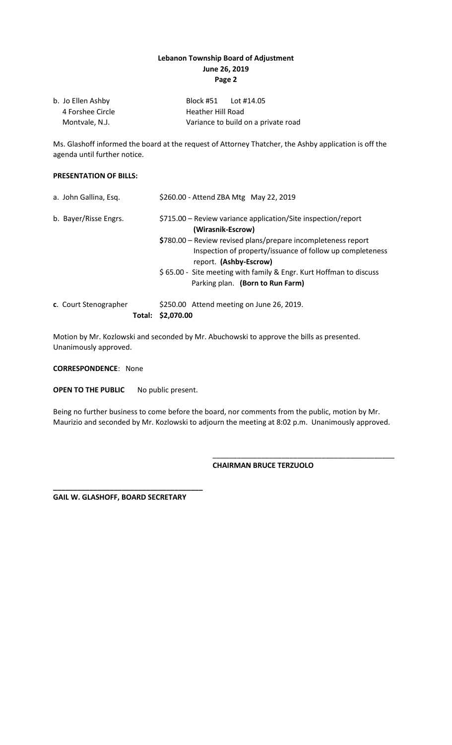**Lebanon Township Board of Adjustment**
**June 26, 2019**

| | |
|---|---|
| b. Jo Ellen Ashby | Block #51 Lot #14.05 |
| 4 Forshee Circle | Heather Hill Road |
| Montvale, N.J. | Variance to build on a private road |

Ms. Glashoff informed the board at the request of Attorney Thatcher, the Ashby application is off the agenda until further notice.

**PRESENTATION OF BILLS:**

| | |
|---|---|
| a. John Gallina, Esq. | $260.00 - Attend ZBA Mtg May 22, 2019 |
| b. Bayer/Risse Engrs. | $715.00 – Review variance application/Site inspection/report **(Wirasnik-Escrow)** |
| | $780.00 – Review revised plans/prepare incompleteness report Inspection of property/issuance of follow up completeness report. **(Ashby-Escrow)** |
| | $ 65.00 - Site meeting with family & Engr. Kurt Hoffman to discuss Parking plan. **(Born to Run Farm)** |
| **c**. Court Stenographer | $250.00 Attend meeting on June 26, 2019. |
| **Total:** | **$2,070.00** |

Motion by Mr. Kozlowski and seconded by Mr. Abuchowski to approve the bills as presented. Unanimously approved.

**CORRESPONDENCE**: None

**OPEN TO THE PUBLIC** No public present.

Being no further business to come before the board, nor comments from the public, motion by Mr. Maurizio and seconded by Mr. Kozlowski to adjourn the meeting at 8:02 p.m. Unanimously approved.

\_\_\_\_\_\_\_\_\_\_\_\_\_\_\_\_\_\_\_\_\_\_\_\_\_\_\_\_\_\_\_\_\_\_\_\_\_\_\_\_

**CHAIRMAN BRUCE TERZUOLO**

\_\_\_\_\_\_\_\_\_\_\_\_\_\_\_\_\_\_\_\_\_\_\_\_\_\_\_\_\_\_\_\_\_\_\_\_\_\_\_\_

**GAIL W. GLASHOFF, BOARD SECRETARY**